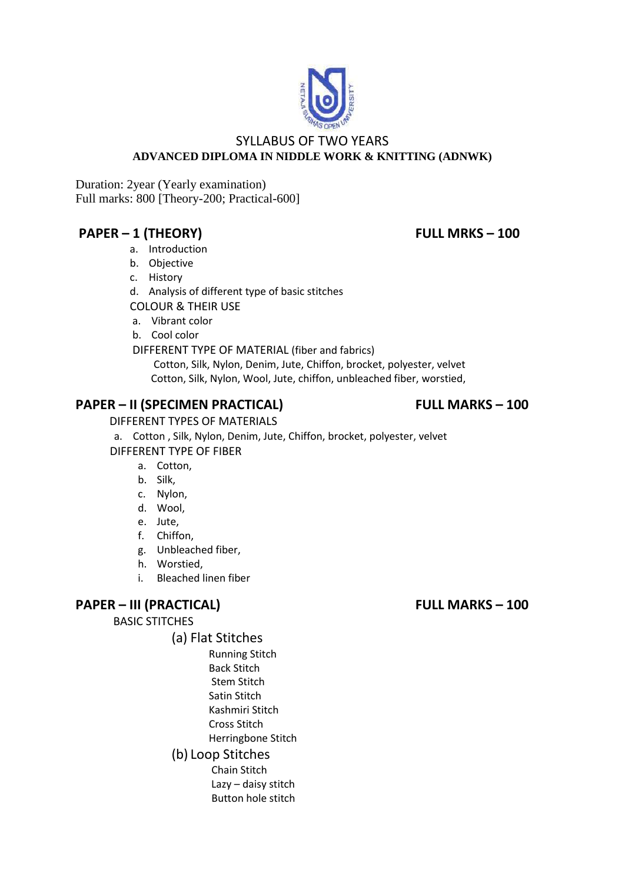# SYLLABUS OF TWO YEARS

## ADVANCED DIPLOMA IN NIDDLE WORK & KNITTING (ADNWK)

Duration: 2year (Yearly examination)
Full marks: 800 [Theory-200; Practical-600]

## PAPER – 1 (THEORY) FULL MRKS – 100

a. Introduction
b. Objective
c. History
d. Analysis of different type of basic stitches

COLOUR & THEIR USE

a. Vibrant color
b. Cool color

DIFFERENT TYPE OF MATERIAL (fiber and fabrics)

Cotton, Silk, Nylon, Denim, Jute, Chiffon, brocket, polyester, velvet
Cotton, Silk, Nylon, Wool, Jute, chiffon, unbleached fiber, worstied,

## PAPER – II (SPECIMEN PRACTICAL) FULL MARKS – 100

DIFFERENT TYPES OF MATERIALS

a. Cotton , Silk, Nylon, Denim, Jute, Chiffon, brocket, polyester, velvet

DIFFERENT TYPE OF FIBER

a. Cotton,
b. Silk,
c. Nylon,
d. Wool,
e. Jute,
f. Chiffon,
g. Unbleached fiber,
h. Worstied,
i. Bleached linen fiber

## PAPER – III (PRACTICAL) FULL MARKS – 100

BASIC STITCHES

(a) Flat Stitches

- Running Stitch
- Back Stitch
- Stem Stitch
- Satin Stitch
- Kashmiri Stitch
- Cross Stitch
- Herringbone Stitch

(b) Loop Stitches

- Chain Stitch
- Lazy – daisy stitch
- Button hole stitch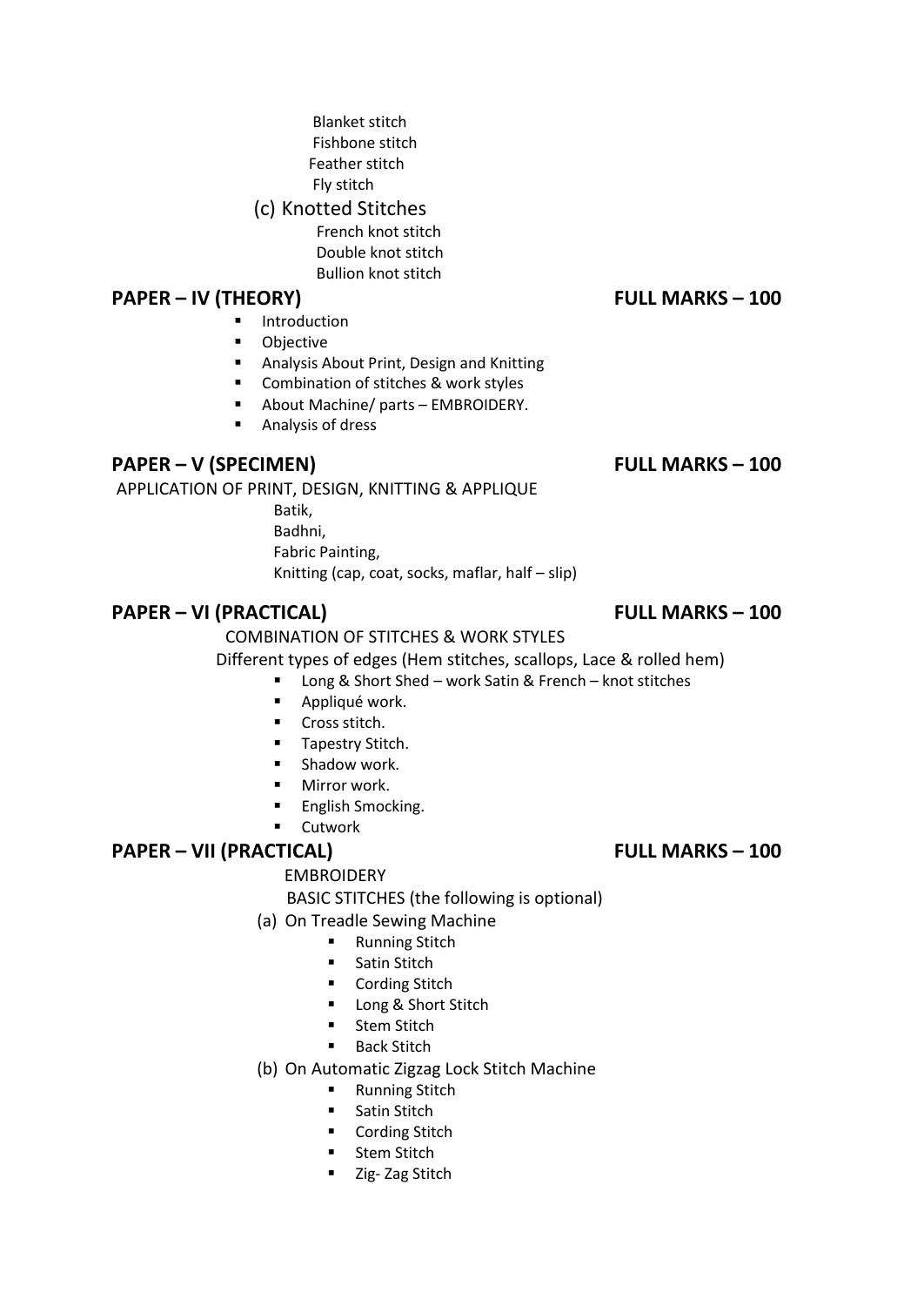- Blanket stitch
- Fishbone stitch
- Feather stitch
- Fly stitch

(c) Knotted Stitches

- French knot stitch
- Double knot stitch
- Bullion knot stitch

## PAPER – IV (THEORY) FULL MARKS – 100

- Introduction
- Objective
- Analysis About Print, Design and Knitting
- Combination of stitches & work styles
- About Machine/ parts – EMBROIDERY.
- Analysis of dress

## PAPER – V (SPECIMEN) FULL MARKS – 100

APPLICATION OF PRINT, DESIGN, KNITTING & APPLIQUE

- Batik,
- Badhni,
- Fabric Painting,
- Knitting (cap, coat, socks, maflar, half – slip)

## PAPER – VI (PRACTICAL) FULL MARKS – 100

COMBINATION OF STITCHES & WORK STYLES

Different types of edges (Hem stitches, scallops, Lace & rolled hem)

- Long & Short Shed – work Satin & French – knot stitches
- Appliqué work.
- Cross stitch.
- Tapestry Stitch.
- Shadow work.
- Mirror work.
- English Smocking.
- Cutwork

## PAPER – VII (PRACTICAL) FULL MARKS – 100

EMBROIDERY

BASIC STITCHES (the following is optional)

(a) On Treadle Sewing Machine

- Running Stitch
- Satin Stitch
- Cording Stitch
- Long & Short Stitch
- Stem Stitch
- Back Stitch

(b) On Automatic Zigzag Lock Stitch Machine

- Running Stitch
- Satin Stitch
- Cording Stitch
- Stem Stitch
- Zig- Zag Stitch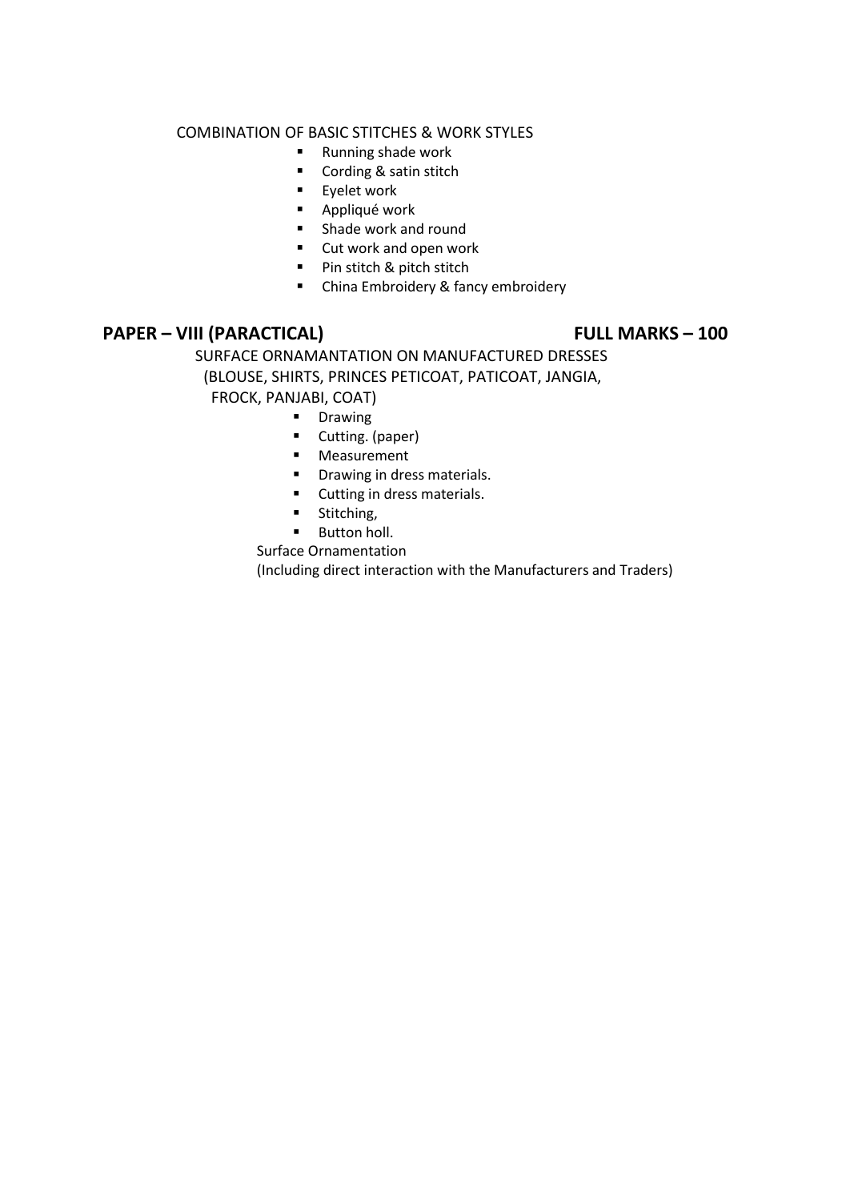COMBINATION OF BASIC STITCHES & WORK STYLES

- Running shade work
- Cording & satin stitch
- Eyelet work
- Appliqué work
- Shade work and round
- Cut work and open work
- Pin stitch & pitch stitch
- China Embroidery & fancy embroidery

## PAPER – VIII (PARACTICAL) FULL MARKS – 100

SURFACE ORNAMANTATION ON MANUFACTURED DRESSES (BLOUSE, SHIRTS, PRINCES PETICOAT, PATICOAT, JANGIA, FROCK, PANJABI, COAT)

- Drawing
- Cutting. (paper)
- Measurement
- Drawing in dress materials.
- Cutting in dress materials.
- Stitching,
- Button holl.

Surface Ornamentation

(Including direct interaction with the Manufacturers and Traders)